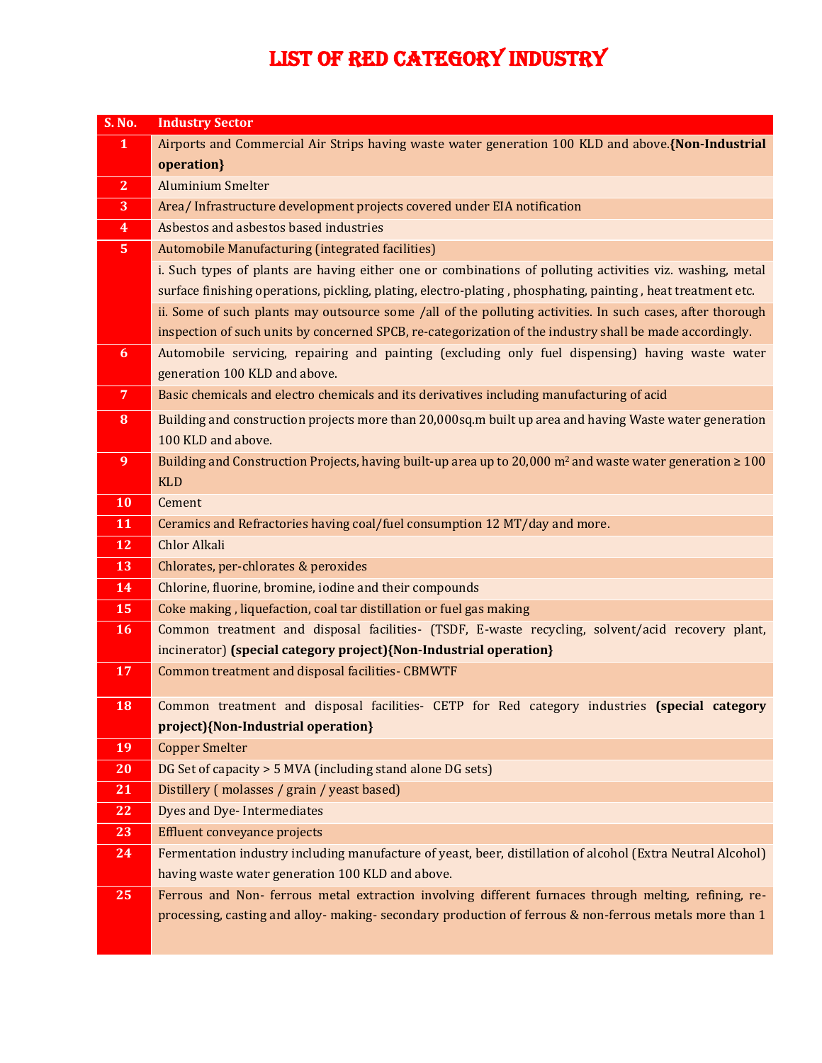# LIST OF RED CATEGORY INDUSTRY

| S. No. | Industry Sector |
|---|---|
| 1 | Airports and Commercial Air Strips having waste water generation 100 KLD and above.**{Non-Industrial operation}** |
| 2 | Aluminium Smelter |
| 3 | Area/ Infrastructure development projects covered under EIA notification |
| 4 | Asbestos and asbestos based industries |
| 5 | Automobile Manufacturing (integrated facilities)<br>i. Such types of plants are having either one or combinations of polluting activities viz. washing, metal surface finishing operations, pickling, plating, electro-plating , phosphating, painting , heat treatment etc.<br>ii. Some of such plants may outsource some /all of the polluting activities. In such cases, after thorough inspection of such units by concerned SPCB, re-categorization of the industry shall be made accordingly. |
| 6 | Automobile servicing, repairing and painting (excluding only fuel dispensing) having waste water generation 100 KLD and above. |
| 7 | Basic chemicals and electro chemicals and its derivatives including manufacturing of acid |
| 8 | Building and construction projects more than 20,000sq.m built up area and having Waste water generation 100 KLD and above. |
| 9 | Building and Construction Projects, having built-up area up to 20,000 $m^2$ and waste water generation ≥ 100 KLD |
| 10 | Cement |
| 11 | Ceramics and Refractories having coal/fuel consumption 12 MT/day and more. |
| 12 | Chlor Alkali |
| 13 | Chlorates, per-chlorates & peroxides |
| 14 | Chlorine, fluorine, bromine, iodine and their compounds |
| 15 | Coke making , liquefaction, coal tar distillation or fuel gas making |
| 16 | Common treatment and disposal facilities- (TSDF, E-waste recycling, solvent/acid recovery plant, incinerator) **(special category project){Non-Industrial operation}** |
| 17 | Common treatment and disposal facilities- CBMWTF |
| 18 | Common treatment and disposal facilities- CETP for Red category industries **(special category project){Non-Industrial operation}** |
| 19 | Copper Smelter |
| 20 | DG Set of capacity > 5 MVA (including stand alone DG sets) |
| 21 | Distillery ( molasses / grain / yeast based) |
| 22 | Dyes and Dye- Intermediates |
| 23 | Effluent conveyance projects |
| 24 | Fermentation industry including manufacture of yeast, beer, distillation of alcohol (Extra Neutral Alcohol) having waste water generation 100 KLD and above. |
| 25 | Ferrous and Non- ferrous metal extraction involving different furnaces through melting, refining, re-processing, casting and alloy- making- secondary production of ferrous & non-ferrous metals more than 1 |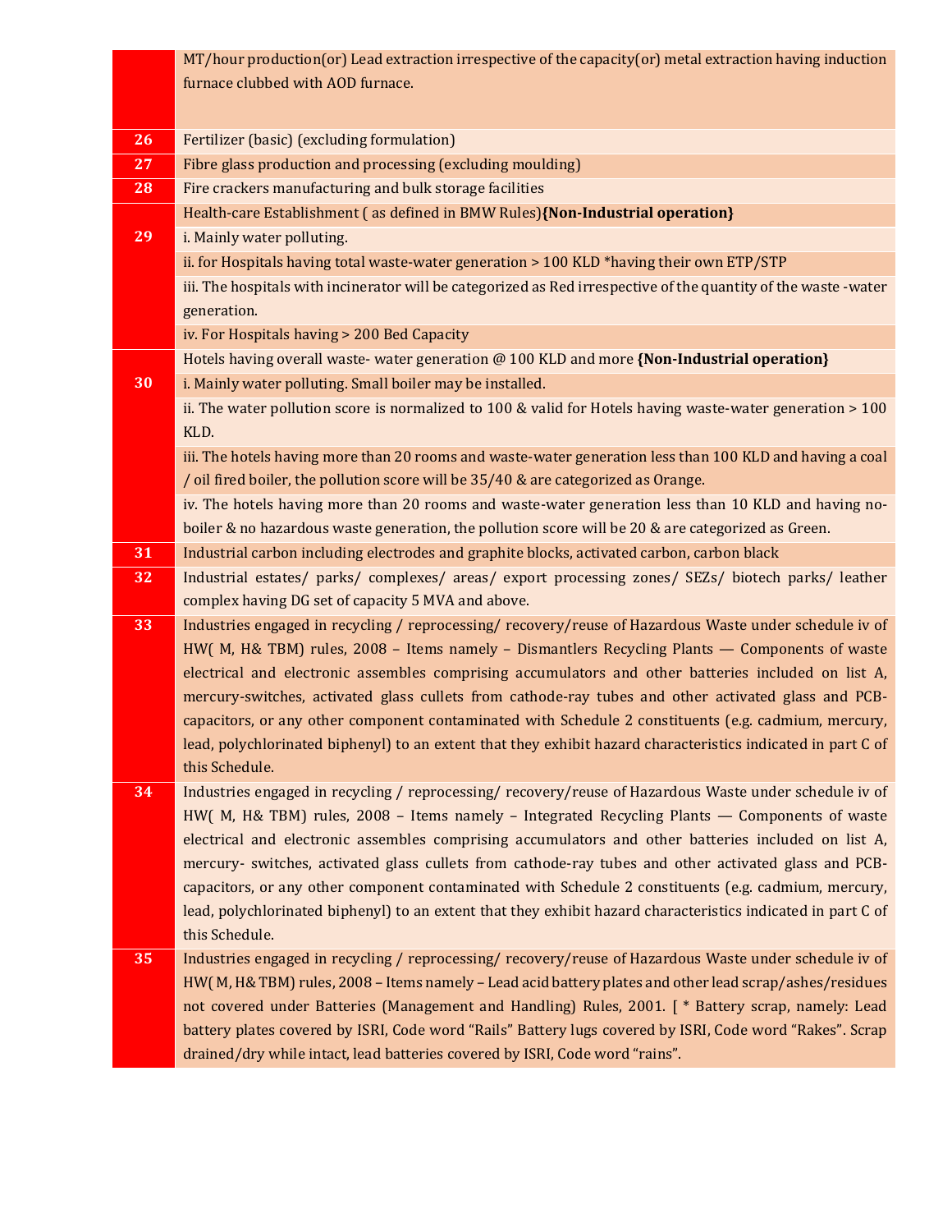| | |
|---|---|
| | MT/hour production(or) Lead extraction irrespective of the capacity(or) metal extraction having induction furnace clubbed with AOD furnace. |
| 26 | Fertilizer (basic) (excluding formulation) |
| 27 | Fibre glass production and processing (excluding moulding) |
| 28 | Fire crackers manufacturing and bulk storage facilities |
| 29 | Health-care Establishment ( as defined in BMW Rules)**{Non-Industrial operation}** |
| | i. Mainly water polluting. |
| | ii. for Hospitals having total waste-water generation > 100 KLD *having their own ETP/STP |
| | iii. The hospitals with incinerator will be categorized as Red irrespective of the quantity of the waste -water generation. |
| | iv. For Hospitals having > 200 Bed Capacity |
| 30 | Hotels having overall waste- water generation @ 100 KLD and more **{Non-Industrial operation}** |
| | i. Mainly water polluting. Small boiler may be installed. |
| | ii. The water pollution score is normalized to 100 & valid for Hotels having waste-water generation > 100 KLD. |
| | iii. The hotels having more than 20 rooms and waste-water generation less than 100 KLD and having a coal / oil fired boiler, the pollution score will be 35/40 & are categorized as Orange. |
| | iv. The hotels having more than 20 rooms and waste-water generation less than 10 KLD and having no-boiler & no hazardous waste generation, the pollution score will be 20 & are categorized as Green. |
| 31 | Industrial carbon including electrodes and graphite blocks, activated carbon, carbon black |
| 32 | Industrial estates/ parks/ complexes/ areas/ export processing zones/ SEZs/ biotech parks/ leather complex having DG set of capacity 5 MVA and above. |
| 33 | Industries engaged in recycling / reprocessing/ recovery/reuse of Hazardous Waste under schedule iv of HW( M, H& TBM) rules, 2008 – Items namely – Dismantlers Recycling Plants — Components of waste electrical and electronic assembles comprising accumulators and other batteries included on list A, mercury-switches, activated glass cullets from cathode-ray tubes and other activated glass and PCB-capacitors, or any other component contaminated with Schedule 2 constituents (e.g. cadmium, mercury, lead, polychlorinated biphenyl) to an extent that they exhibit hazard characteristics indicated in part C of this Schedule. |
| 34 | Industries engaged in recycling / reprocessing/ recovery/reuse of Hazardous Waste under schedule iv of HW( M, H& TBM) rules, 2008 – Items namely – Integrated Recycling Plants — Components of waste electrical and electronic assembles comprising accumulators and other batteries included on list A, mercury- switches, activated glass cullets from cathode-ray tubes and other activated glass and PCB-capacitors, or any other component contaminated with Schedule 2 constituents (e.g. cadmium, mercury, lead, polychlorinated biphenyl) to an extent that they exhibit hazard characteristics indicated in part C of this Schedule. |
| 35 | Industries engaged in recycling / reprocessing/ recovery/reuse of Hazardous Waste under schedule iv of HW( M, H& TBM) rules, 2008 – Items namely – Lead acid battery plates and other lead scrap/ashes/residues not covered under Batteries (Management and Handling) Rules, 2001. [ * Battery scrap, namely: Lead battery plates covered by ISRI, Code word "Rails" Battery lugs covered by ISRI, Code word "Rakes". Scrap drained/dry while intact, lead batteries covered by ISRI, Code word "rains". |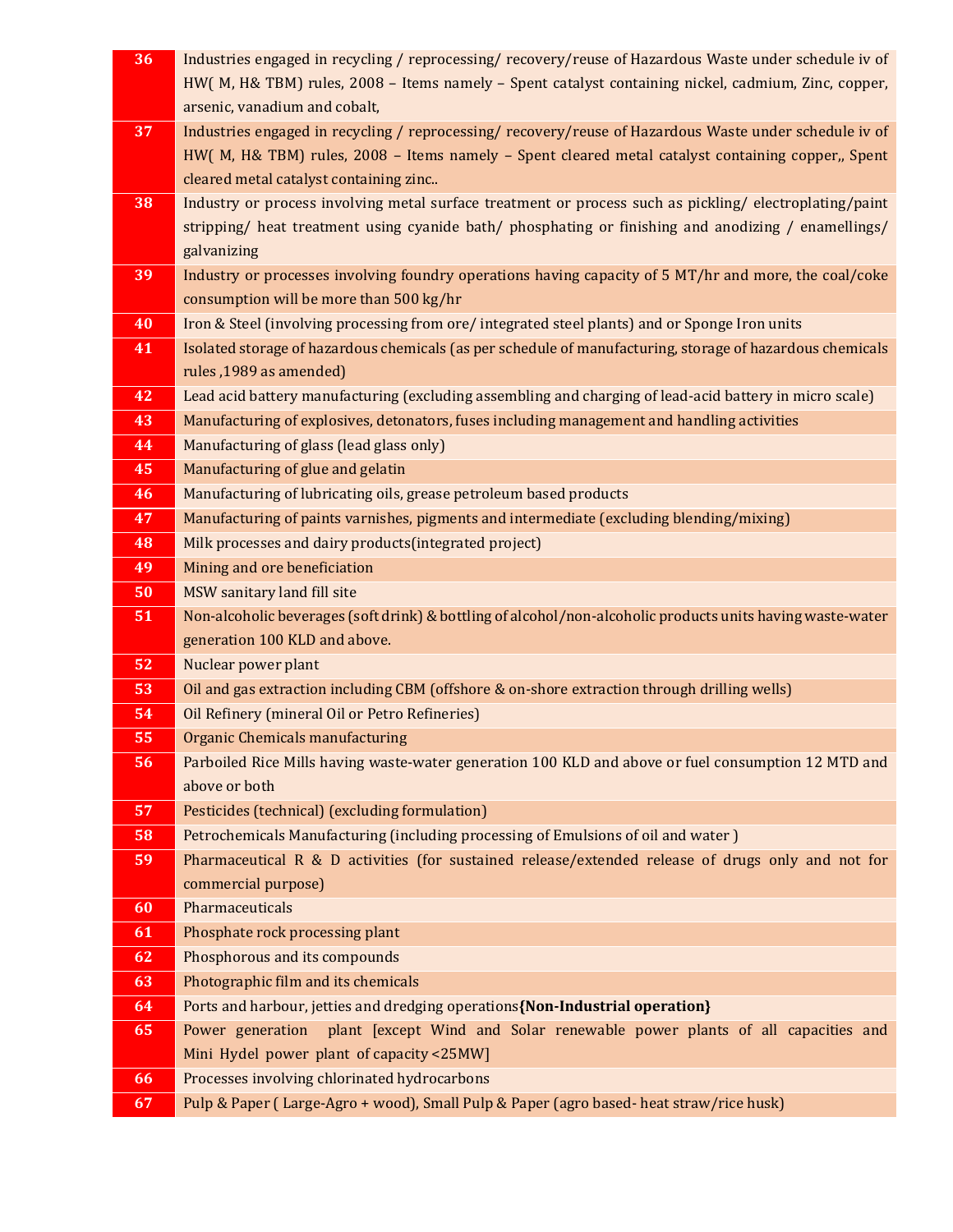| | |
|---|---|
| 36 | Industries engaged in recycling / reprocessing/ recovery/reuse of Hazardous Waste under schedule iv of HW( M, H& TBM) rules, 2008 – Items namely – Spent catalyst containing nickel, cadmium, Zinc, copper, arsenic, vanadium and cobalt, |
| 37 | Industries engaged in recycling / reprocessing/ recovery/reuse of Hazardous Waste under schedule iv of HW( M, H& TBM) rules, 2008 – Items namely – Spent cleared metal catalyst containing copper,, Spent cleared metal catalyst containing zinc.. |
| 38 | Industry or process involving metal surface treatment or process such as pickling/ electroplating/paint stripping/ heat treatment using cyanide bath/ phosphating or finishing and anodizing / enamellings/ galvanizing |
| 39 | Industry or processes involving foundry operations having capacity of 5 MT/hr and more, the coal/coke consumption will be more than 500 kg/hr |
| 40 | Iron & Steel (involving processing from ore/ integrated steel plants) and or Sponge Iron units |
| 41 | Isolated storage of hazardous chemicals (as per schedule of manufacturing, storage of hazardous chemicals rules ,1989 as amended) |
| 42 | Lead acid battery manufacturing (excluding assembling and charging of lead-acid battery in micro scale) |
| 43 | Manufacturing of explosives, detonators, fuses including management and handling activities |
| 44 | Manufacturing of glass (lead glass only) |
| 45 | Manufacturing of glue and gelatin |
| 46 | Manufacturing of lubricating oils, grease petroleum based products |
| 47 | Manufacturing of paints varnishes, pigments and intermediate (excluding blending/mixing) |
| 48 | Milk processes and dairy products(integrated project) |
| 49 | Mining and ore beneficiation |
| 50 | MSW sanitary land fill site |
| 51 | Non-alcoholic beverages (soft drink) & bottling of alcohol/non-alcoholic products units having waste-water generation 100 KLD and above. |
| 52 | Nuclear power plant |
| 53 | Oil and gas extraction including CBM (offshore & on-shore extraction through drilling wells) |
| 54 | Oil Refinery (mineral Oil or Petro Refineries) |
| 55 | Organic Chemicals manufacturing |
| 56 | Parboiled Rice Mills having waste-water generation 100 KLD and above or fuel consumption 12 MTD and above or both |
| 57 | Pesticides (technical) (excluding formulation) |
| 58 | Petrochemicals Manufacturing (including processing of Emulsions of oil and water ) |
| 59 | Pharmaceutical R & D activities (for sustained release/extended release of drugs only and not for commercial purpose) |
| 60 | Pharmaceuticals |
| 61 | Phosphate rock processing plant |
| 62 | Phosphorous and its compounds |
| 63 | Photographic film and its chemicals |
| 64 | Ports and harbour, jetties and dredging operations**{Non-Industrial operation}** |
| 65 | Power generation plant [except Wind and Solar renewable power plants of all capacities and Mini Hydel power plant of capacity <25MW] |
| 66 | Processes involving chlorinated hydrocarbons |
| 67 | Pulp & Paper ( Large-Agro + wood), Small Pulp & Paper (agro based- heat straw/rice husk) |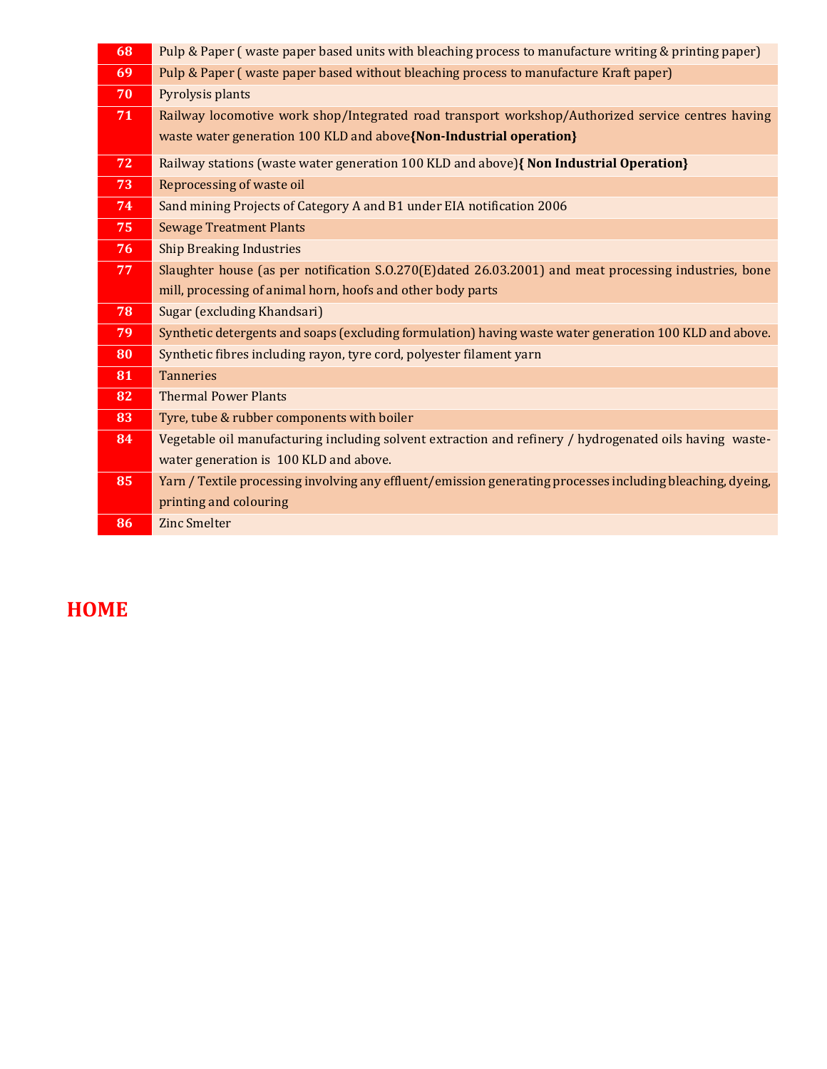| | |
|---|---|
| 68 | Pulp & Paper ( waste paper based units with bleaching process to manufacture writing & printing paper) |
| 69 | Pulp & Paper ( waste paper based without bleaching process to manufacture Kraft paper) |
| 70 | Pyrolysis plants |
| 71 | Railway locomotive work shop/Integrated road transport workshop/Authorized service centres having waste water generation 100 KLD and above**{Non-Industrial operation}** |
| 72 | Railway stations (waste water generation 100 KLD and above)**{ Non Industrial Operation}** |
| 73 | Reprocessing of waste oil |
| 74 | Sand mining Projects of Category A and B1 under EIA notification 2006 |
| 75 | Sewage Treatment Plants |
| 76 | Ship Breaking Industries |
| 77 | Slaughter house (as per notification S.O.270(E)dated 26.03.2001) and meat processing industries, bone mill, processing of animal horn, hoofs and other body parts |
| 78 | Sugar (excluding Khandsari) |
| 79 | Synthetic detergents and soaps (excluding formulation) having waste water generation 100 KLD and above. |
| 80 | Synthetic fibres including rayon, tyre cord, polyester filament yarn |
| 81 | Tanneries |
| 82 | Thermal Power Plants |
| 83 | Tyre, tube & rubber components with boiler |
| 84 | Vegetable oil manufacturing including solvent extraction and refinery / hydrogenated oils having waste-water generation is 100 KLD and above. |
| 85 | Yarn / Textile processing involving any effluent/emission generating processes including bleaching, dyeing, printing and colouring |
| 86 | Zinc Smelter |

**HOME**